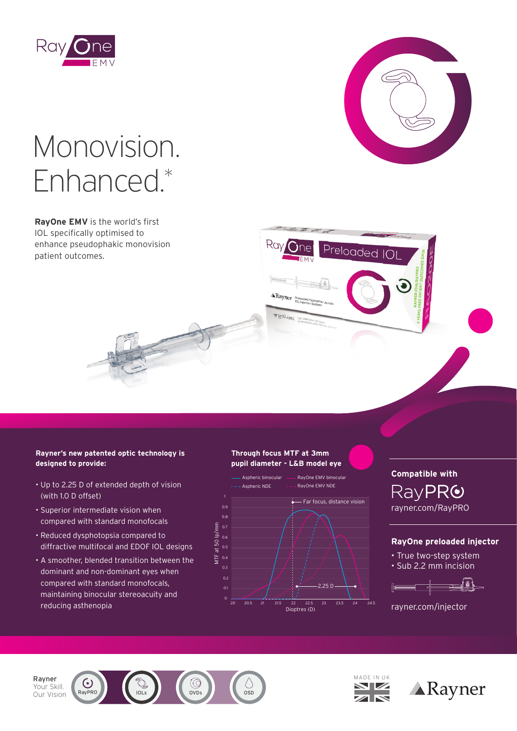RayOne EMV

# Monovision. Enhanced.*

**RayOne EMV** is the world's first IOL specifically optimised to enhance pseudophakic monovision patient outcomes.

**Rayner's new patented optic technology is designed to provide:**

- Up to 2.25 D of extended depth of vision (with 1.0 D offset)
- Superior intermediate vision when compared with standard monofocals
- Reduced dysphotopsia compared to diffractive multifocal and EDOF IOL designs
- A smoother, blended transition between the dominant and non-dominant eyes when compared with standard monofocals, maintaining binocular stereoacuity and reducing asthenopia

**Through focus MTF at 3mm pupil diameter - L&B model eye**

Legend: Aspheric binocular; RayOne EMV binocular; Aspheric NDE; RayOne EMV NDE

Annotations: Far focus, distance vision; 2.25 D

Y-axis: MTF at 50 lp/mm (0 to 1). X-axis: Dioptres (D) (20 to 24.5).

**Compatible with**

RayPRO

rayner.com/RayPRO

**RayOne preloaded injector**

- True two-step system
- Sub 2.2 mm incision

rayner.com/injector

Rayner
Your Skill.
Our Vision

RayPRO | IOLs | OVDs | OSD

MADE IN UK

Rayner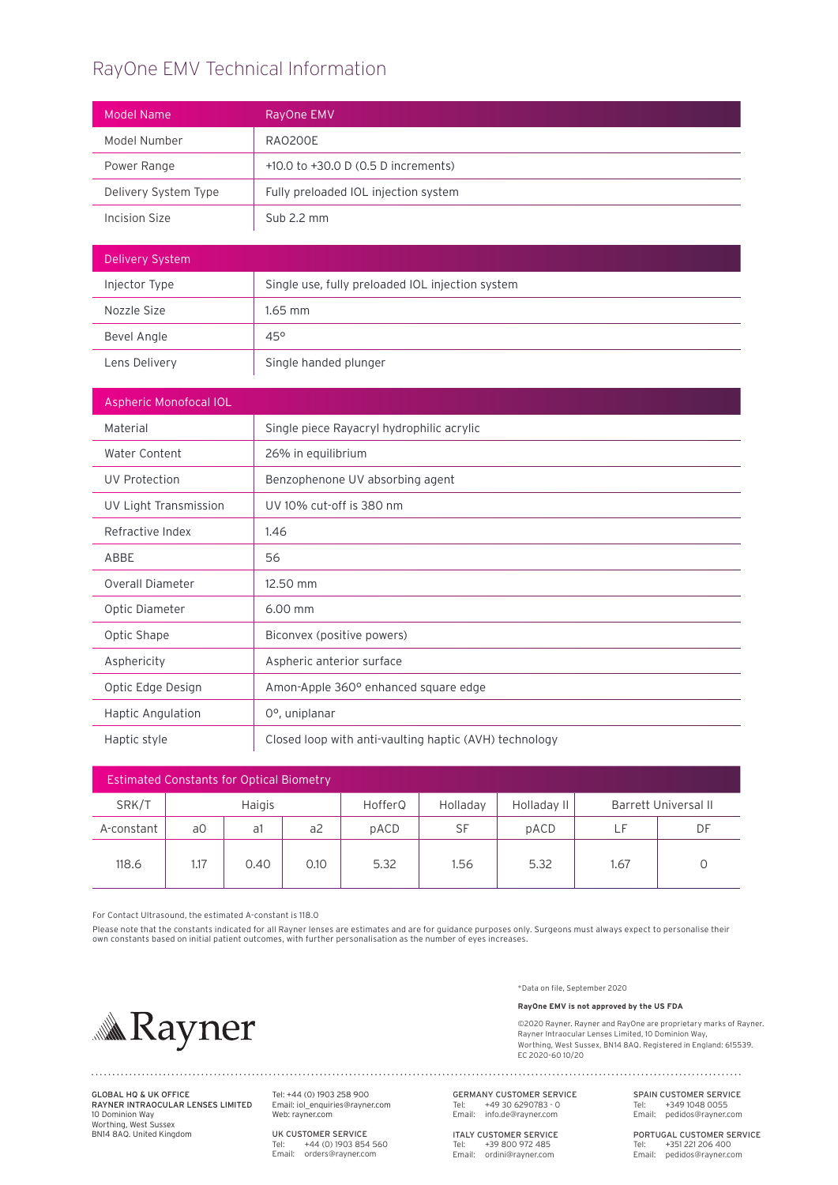# RayOne EMV Technical Information

| Model Name | RayOne EMV |
|---|---|
| Model Number | RAO200E |
| Power Range | +10.0 to +30.0 D (0.5 D increments) |
| Delivery System Type | Fully preloaded IOL injection system |
| Incision Size | Sub 2.2 mm |

| Delivery System | |
|---|---|
| Injector Type | Single use, fully preloaded IOL injection system |
| Nozzle Size | 1.65 mm |
| Bevel Angle | 45° |
| Lens Delivery | Single handed plunger |

| Aspheric Monofocal IOL | |
|---|---|
| Material | Single piece Rayacryl hydrophilic acrylic |
| Water Content | 26% in equilibrium |
| UV Protection | Benzophenone UV absorbing agent |
| UV Light Transmission | UV 10% cut-off is 380 nm |
| Refractive Index | 1.46 |
| ABBE | 56 |
| Overall Diameter | 12.50 mm |
| Optic Diameter | 6.00 mm |
| Optic Shape | Biconvex (positive powers) |
| Asphericity | Aspheric anterior surface |
| Optic Edge Design | Amon-Apple 360° enhanced square edge |
| Haptic Angulation | 0°, uniplanar |
| Haptic style | Closed loop with anti-vaulting haptic (AVH) technology |

**Estimated Constants for Optical Biometry**

| SRK/T | Haigis | | | HofferQ | Holladay | Holladay II | Barrett Universal II | |
|---|---|---|---|---|---|---|---|---|
| A-constant | a0 | a1 | a2 | pACD | SF | pACD | LF | DF |
| 118.6 | 1.17 | 0.40 | 0.10 | 5.32 | 1.56 | 5.32 | 1.67 | 0 |

For Contact Ultrasound, the estimated A-constant is 118.0

Please note that the constants indicated for all Rayner lenses are estimates and are for guidance purposes only. Surgeons must always expect to personalise their own constants based on initial patient outcomes, with further personalisation as the number of eyes increases.

*Data on file, September 2020

**RayOne EMV is not approved by the US FDA**

©2020 Rayner. Rayner and RayOne are proprietary marks of Rayner. Rayner Intraocular Lenses Limited, 10 Dominion Way, Worthing, West Sussex, BN14 8AQ. Registered in England: 615539. EC 2020-60 10/20

Rayner

GLOBAL HQ & UK OFFICE
RAYNER INTRAOCULAR LENSES LIMITED
10 Dominion Way
Worthing, West Sussex
BN14 8AQ. United Kingdom

Tel: +44 (0) 1903 258 900
Email: iol_enquiries@rayner.com
Web: rayner.com

UK CUSTOMER SERVICE
Tel: +44 (0) 1903 854 560
Email: orders@rayner.com

GERMANY CUSTOMER SERVICE
Tel: +49 30 6290783 - 0
Email: info.de@rayner.com

ITALY CUSTOMER SERVICE
Tel: +39 800 972 485
Email: ordini@rayner.com

SPAIN CUSTOMER SERVICE
Tel: +349 1048 0055
Email: pedidos@rayner.com

PORTUGAL CUSTOMER SERVICE
Tel: +351 221 206 400
Email: pedidos@rayner.com